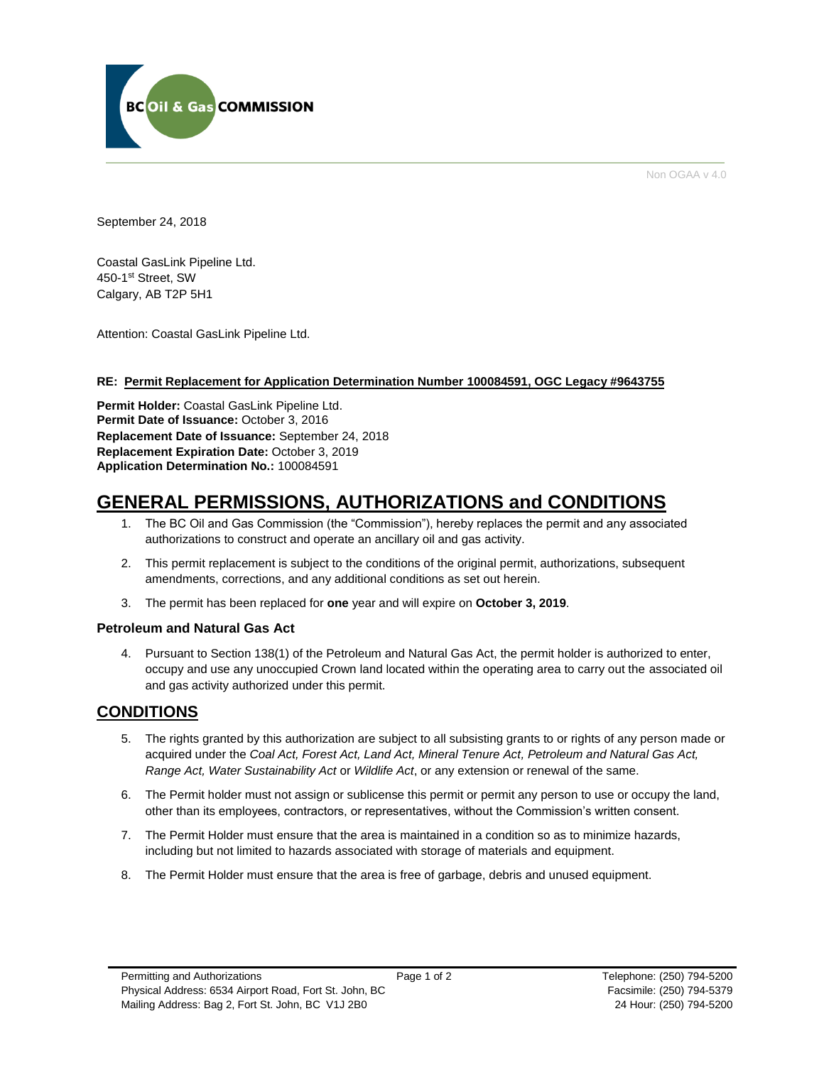BC Oil & Gas COMMISSION

Non OGAA v 4.0

September 24, 2018

Coastal GasLink Pipeline Ltd.  
450-1st Street, SW  
Calgary, AB T2P 5H1

Attention: Coastal GasLink Pipeline Ltd.

**RE: Permit Replacement for Application Determination Number 100084591, OGC Legacy #9643755**

**Permit Holder:** Coastal GasLink Pipeline Ltd.  
**Permit Date of Issuance:** October 3, 2016  
**Replacement Date of Issuance:** September 24, 2018  
**Replacement Expiration Date:** October 3, 2019  
**Application Determination No.:** 100084591

# GENERAL PERMISSIONS, AUTHORIZATIONS and CONDITIONS

1. The BC Oil and Gas Commission (the "Commission"), hereby replaces the permit and any associated authorizations to construct and operate an ancillary oil and gas activity.
2. This permit replacement is subject to the conditions of the original permit, authorizations, subsequent amendments, corrections, and any additional conditions as set out herein.
3. The permit has been replaced for **one** year and will expire on **October 3, 2019**.

### Petroleum and Natural Gas Act

4. Pursuant to Section 138(1) of the Petroleum and Natural Gas Act, the permit holder is authorized to enter, occupy and use any unoccupied Crown land located within the operating area to carry out the associated oil and gas activity authorized under this permit.

## CONDITIONS

5. The rights granted by this authorization are subject to all subsisting grants to or rights of any person made or acquired under the *Coal Act, Forest Act, Land Act, Mineral Tenure Act, Petroleum and Natural Gas Act, Range Act, Water Sustainability Act* or *Wildlife Act*, or any extension or renewal of the same.
6. The Permit holder must not assign or sublicense this permit or permit any person to use or occupy the land, other than its employees, contractors, or representatives, without the Commission's written consent.
7. The Permit Holder must ensure that the area is maintained in a condition so as to minimize hazards, including but not limited to hazards associated with storage of materials and equipment.
8. The Permit Holder must ensure that the area is free of garbage, debris and unused equipment.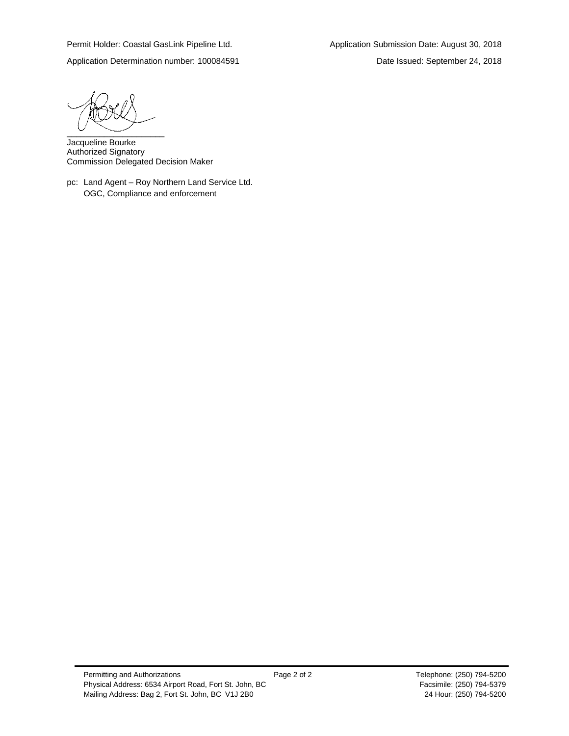Permit Holder: Coastal GasLink Pipeline Ltd.

Application Submission Date: August 30, 2018

Application Determination number: 100084591

Date Issued: September 24, 2018

\_\_\_\_\_\_\_\_\_\_\_\_\_\_\_\_\_\_\_\_\_

Jacqueline Bourke
Authorized Signatory
Commission Delegated Decision Maker

pc: Land Agent – Roy Northern Land Service Ltd.
OGC, Compliance and enforcement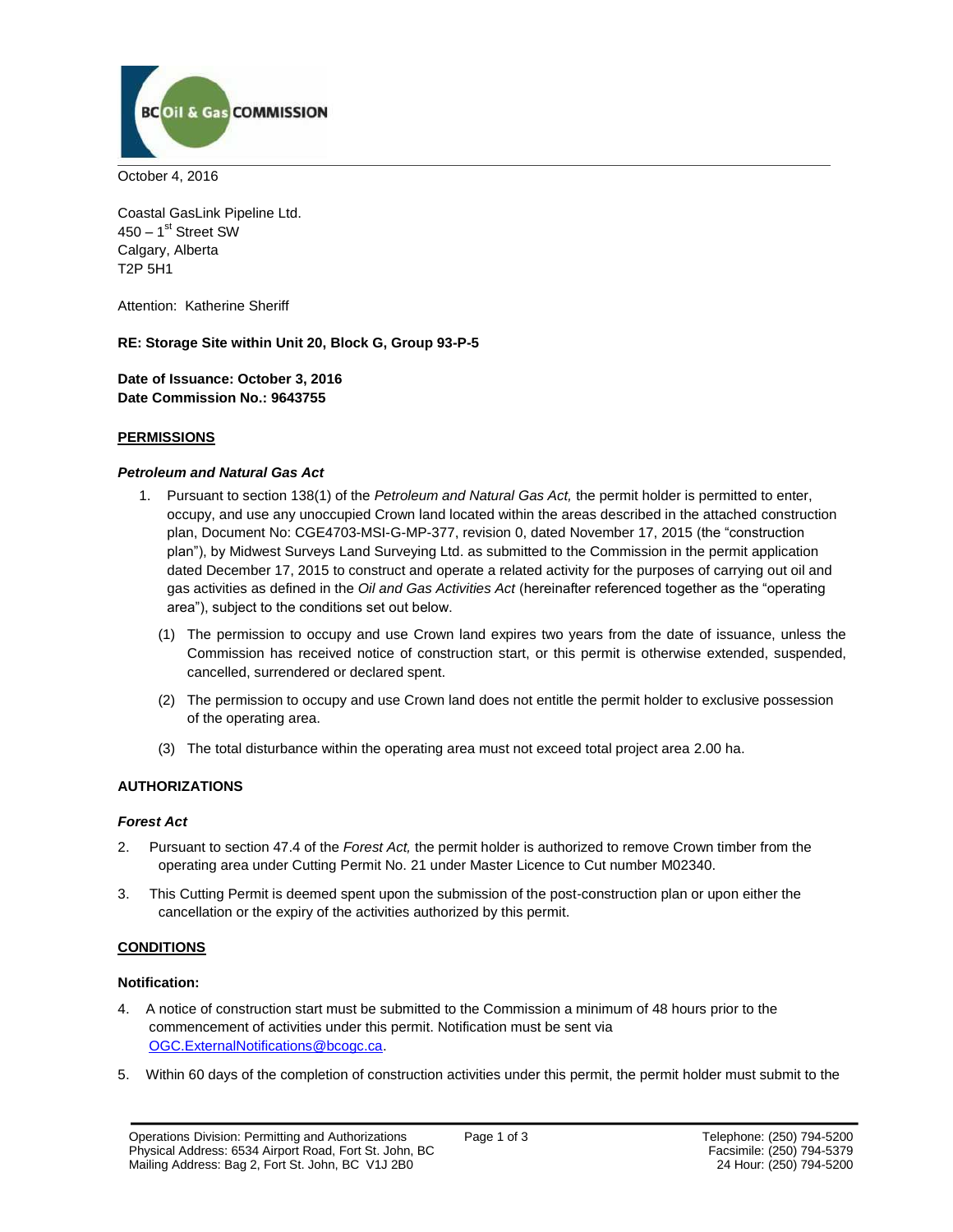BC Oil & Gas COMMISSION

October 4, 2016

Coastal GasLink Pipeline Ltd.
450 – 1st Street SW
Calgary, Alberta
T2P 5H1

Attention: Katherine Sheriff

**RE: Storage Site within Unit 20, Block G, Group 93-P-5**

**Date of Issuance: October 3, 2016**
**Date Commission No.: 9643755**

## PERMISSIONS

### *Petroleum and Natural Gas Act*

1. Pursuant to section 138(1) of the *Petroleum and Natural Gas Act,* the permit holder is permitted to enter, occupy, and use any unoccupied Crown land located within the areas described in the attached construction plan, Document No: CGE4703-MSI-G-MP-377, revision 0, dated November 17, 2015 (the "construction plan"), by Midwest Surveys Land Surveying Ltd. as submitted to the Commission in the permit application dated December 17, 2015 to construct and operate a related activity for the purposes of carrying out oil and gas activities as defined in the *Oil and Gas Activities Act* (hereinafter referenced together as the "operating area"), subject to the conditions set out below.

   (1) The permission to occupy and use Crown land expires two years from the date of issuance, unless the Commission has received notice of construction start, or this permit is otherwise extended, suspended, cancelled, surrendered or declared spent.

   (2) The permission to occupy and use Crown land does not entitle the permit holder to exclusive possession of the operating area.

   (3) The total disturbance within the operating area must not exceed total project area 2.00 ha.

## AUTHORIZATIONS

### *Forest Act*

2. Pursuant to section 47.4 of the *Forest Act,* the permit holder is authorized to remove Crown timber from the operating area under Cutting Permit No. 21 under Master Licence to Cut number M02340.

3. This Cutting Permit is deemed spent upon the submission of the post-construction plan or upon either the cancellation or the expiry of the activities authorized by this permit.

## CONDITIONS

**Notification:**

4. A notice of construction start must be submitted to the Commission a minimum of 48 hours prior to the commencement of activities under this permit. Notification must be sent via OGC.ExternalNotifications@bcogc.ca.

5. Within 60 days of the completion of construction activities under this permit, the permit holder must submit to the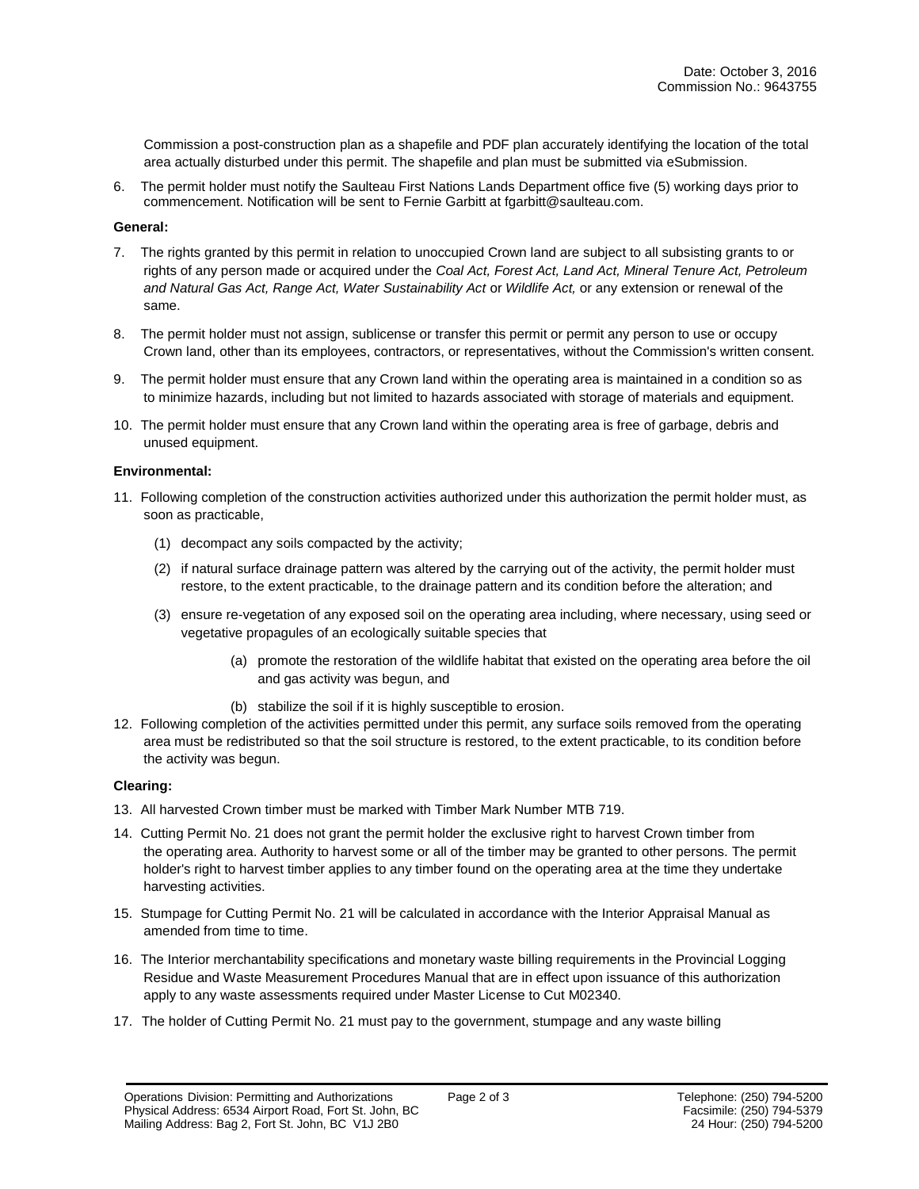Date: October 3, 2016
Commission No.: 9643755

Commission a post-construction plan as a shapefile and PDF plan accurately identifying the location of the total area actually disturbed under this permit. The shapefile and plan must be submitted via eSubmission.

6. The permit holder must notify the Saulteau First Nations Lands Department office five (5) working days prior to commencement. Notification will be sent to Fernie Garbitt at fgarbitt@saulteau.com.

**General:**

7. The rights granted by this permit in relation to unoccupied Crown land are subject to all subsisting grants to or rights of any person made or acquired under the *Coal Act, Forest Act, Land Act, Mineral Tenure Act, Petroleum and Natural Gas Act, Range Act, Water Sustainability Act* or *Wildlife Act,* or any extension or renewal of the same.

8. The permit holder must not assign, sublicense or transfer this permit or permit any person to use or occupy Crown land, other than its employees, contractors, or representatives, without the Commission's written consent.

9. The permit holder must ensure that any Crown land within the operating area is maintained in a condition so as to minimize hazards, including but not limited to hazards associated with storage of materials and equipment.

10. The permit holder must ensure that any Crown land within the operating area is free of garbage, debris and unused equipment.

**Environmental:**

11. Following completion of the construction activities authorized under this authorization the permit holder must, as soon as practicable,

    (1) decompact any soils compacted by the activity;

    (2) if natural surface drainage pattern was altered by the carrying out of the activity, the permit holder must restore, to the extent practicable, to the drainage pattern and its condition before the alteration; and

    (3) ensure re-vegetation of any exposed soil on the operating area including, where necessary, using seed or vegetative propagules of an ecologically suitable species that

        (a) promote the restoration of the wildlife habitat that existed on the operating area before the oil and gas activity was begun, and

        (b) stabilize the soil if it is highly susceptible to erosion.

12. Following completion of the activities permitted under this permit, any surface soils removed from the operating area must be redistributed so that the soil structure is restored, to the extent practicable, to its condition before the activity was begun.

**Clearing:**

13. All harvested Crown timber must be marked with Timber Mark Number MTB 719.

14. Cutting Permit No. 21 does not grant the permit holder the exclusive right to harvest Crown timber from the operating area. Authority to harvest some or all of the timber may be granted to other persons. The permit holder's right to harvest timber applies to any timber found on the operating area at the time they undertake harvesting activities.

15. Stumpage for Cutting Permit No. 21 will be calculated in accordance with the Interior Appraisal Manual as amended from time to time.

16. The Interior merchantability specifications and monetary waste billing requirements in the Provincial Logging Residue and Waste Measurement Procedures Manual that are in effect upon issuance of this authorization apply to any waste assessments required under Master License to Cut M02340.

17. The holder of Cutting Permit No. 21 must pay to the government, stumpage and any waste billing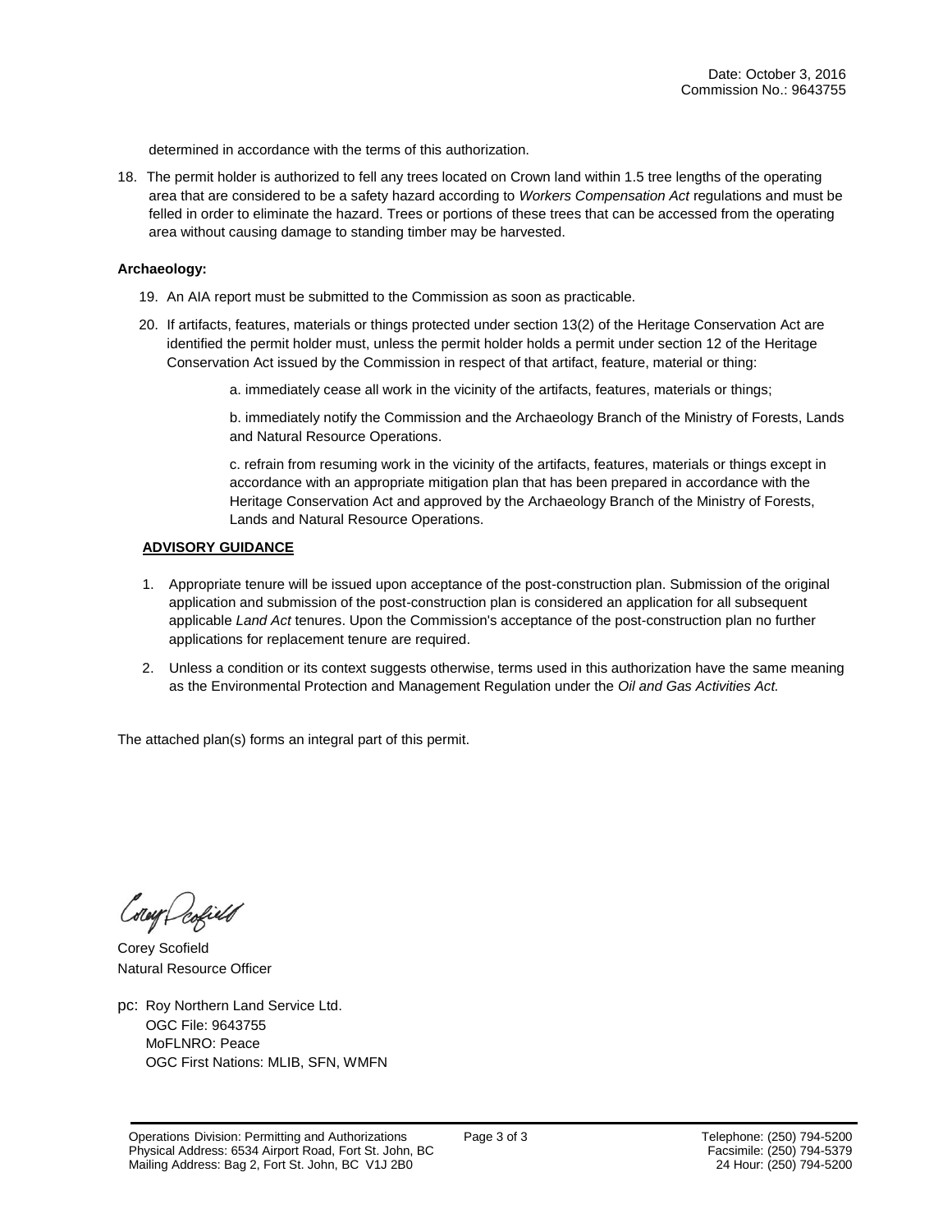determined in accordance with the terms of this authorization.

18. The permit holder is authorized to fell any trees located on Crown land within 1.5 tree lengths of the operating area that are considered to be a safety hazard according to *Workers Compensation Act* regulations and must be felled in order to eliminate the hazard. Trees or portions of these trees that can be accessed from the operating area without causing damage to standing timber may be harvested.

**Archaeology:**

19. An AIA report must be submitted to the Commission as soon as practicable.

20. If artifacts, features, materials or things protected under section 13(2) of the Heritage Conservation Act are identified the permit holder must, unless the permit holder holds a permit under section 12 of the Heritage Conservation Act issued by the Commission in respect of that artifact, feature, material or thing:

    a. immediately cease all work in the vicinity of the artifacts, features, materials or things;

    b. immediately notify the Commission and the Archaeology Branch of the Ministry of Forests, Lands and Natural Resource Operations.

    c. refrain from resuming work in the vicinity of the artifacts, features, materials or things except in accordance with an appropriate mitigation plan that has been prepared in accordance with the Heritage Conservation Act and approved by the Archaeology Branch of the Ministry of Forests, Lands and Natural Resource Operations.

**ADVISORY GUIDANCE**

1. Appropriate tenure will be issued upon acceptance of the post-construction plan. Submission of the original application and submission of the post-construction plan is considered an application for all subsequent applicable *Land Act* tenures. Upon the Commission's acceptance of the post-construction plan no further applications for replacement tenure are required.

2. Unless a condition or its context suggests otherwise, terms used in this authorization have the same meaning as the Environmental Protection and Management Regulation under the *Oil and Gas Activities Act.*

The attached plan(s) forms an integral part of this permit.

Corey Scofield
Natural Resource Officer

pc: Roy Northern Land Service Ltd.
OGC File: 9643755
MoFLNRO: Peace
OGC First Nations: MLIB, SFN, WMFN